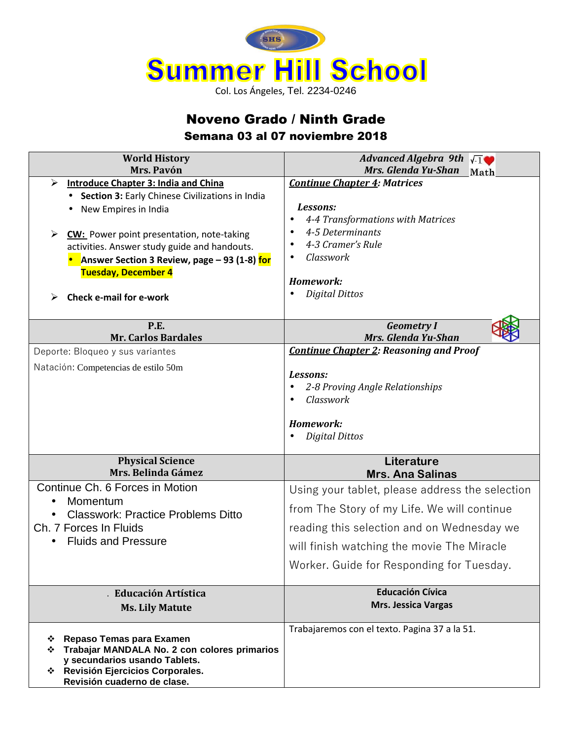# Summer Hill School

Col. Los Ángeles, Tel. 2234-0246

## Noveno Grado / Ninth Grade

### Semana 03 al 07 noviembre 2018

| World History<br>Mrs. Pavón | *Advanced Algebra 9th*<br>*Mrs. Glenda Yu-Shan* |
|---|---|
| ➢ **Introduce Chapter 3: India and China**<br>• **Section 3:** Early Chinese Civilizations in India<br>• New Empires in India<br><br>➢ **CW:** Power point presentation, note-taking activities. Answer study guide and handouts.<br>• **Answer Section 3 Review, page – 93 (1-8) for Tuesday, December 4**<br><br>➢ **Check e-mail for e-work** | ***Continue Chapter 4: Matrices***<br><br>***Lessons:***<br>• *4-4 Transformations with Matrices*<br>• *4-5 Determinants*<br>• *4-3 Cramer's Rule*<br>• *Classwork*<br><br>***Homework:***<br>• *Digital Dittos* |
| **P.E.**<br>**Mr. Carlos Bardales** | ***Geometry I***<br>***Mrs. Glenda Yu-Shan*** |
| Deporte: Bloqueo y sus variantes<br><br>Natación: Competencias de estilo 50m | ***Continue Chapter 2: Reasoning and Proof***<br><br>***Lessons:***<br>• *2-8 Proving Angle Relationships*<br>• *Classwork*<br><br>***Homework:***<br>• *Digital Dittos* |
| **Physical Science**<br>**Mrs. Belinda Gámez** | **Literature**<br>**Mrs. Ana Salinas** |
| Continue Ch. 6 Forces in Motion<br>• Momentum<br>• Classwork: Practice Problems Ditto<br>Ch. 7 Forces In Fluids<br>• Fluids and Pressure | Using your tablet, please address the selection from The Story of my Life. We will continue reading this selection and on Wednesday we will finish watching the movie The Miracle Worker. Guide for Responding for Tuesday. |
| **Educación Artística**<br>**Ms. Lily Matute** | **Educación Cívica**<br>**Mrs. Jessica Vargas** |
| ❖ **Repaso Temas para Examen**<br>❖ **Trabajar MANDALA No. 2 con colores primarios y secundarios usando Tablets.**<br>❖ **Revisión Ejercicios Corporales. Revisión cuaderno de clase.** | Trabajaremos con el texto. Pagina 37 a la 51. |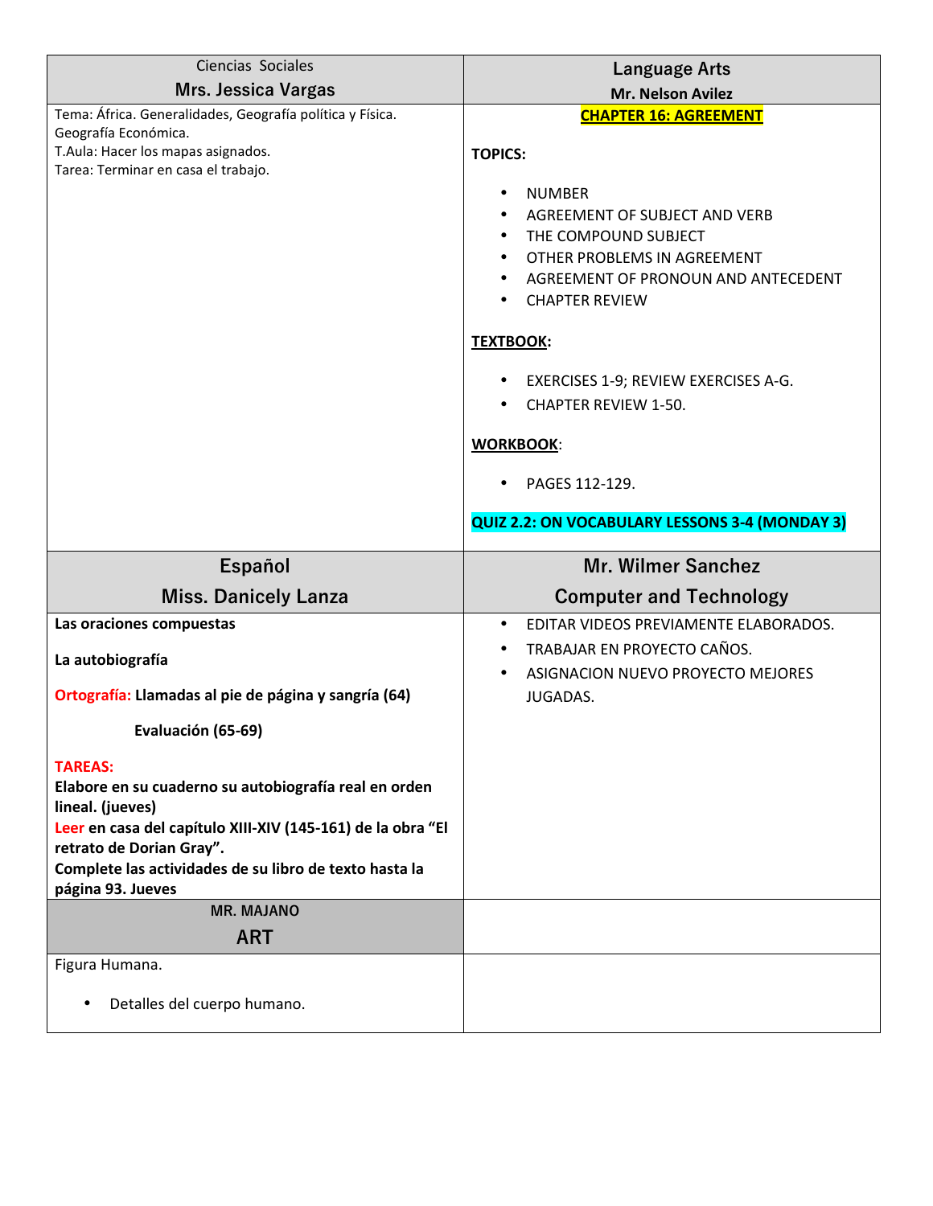| Ciencias Sociales<br>**Mrs. Jessica Vargas** | **Language Arts**<br>**Mr. Nelson Avilez** |
|---|---|
| Tema: África. Generalidades, Geografía política y Física. Geografía Económica.<br>T.Aula: Hacer los mapas asignados.<br>Tarea: Terminar en casa el trabajo. | **CHAPTER 16: AGREEMENT**<br><br>**TOPICS:**<br>• NUMBER<br>• AGREEMENT OF SUBJECT AND VERB<br>• THE COMPOUND SUBJECT<br>• OTHER PROBLEMS IN AGREEMENT<br>• AGREEMENT OF PRONOUN AND ANTECEDENT<br>• CHAPTER REVIEW<br><br>**TEXTBOOK:**<br>• EXERCISES 1-9; REVIEW EXERCISES A-G.<br>• CHAPTER REVIEW 1-50.<br><br>**WORKBOOK:**<br>• PAGES 112-129.<br><br>**QUIZ 2.2: ON VOCABULARY LESSONS 3-4 (MONDAY 3)** |
| **Español**<br>**Miss. Danicely Lanza** | **Mr. Wilmer Sanchez**<br>**Computer and Technology** |
| **Las oraciones compuestas**<br><br>**La autobiografía**<br><br>**Ortografía: Llamadas al pie de página y sangría (64)**<br><br>**Evaluación (65-69)**<br><br>**TAREAS:**<br>**Elabore en su cuaderno su autobiografía real en orden lineal. (jueves)**<br>**Leer en casa del capítulo XIII-XIV (145-161) de la obra "El retrato de Dorian Gray".**<br>**Complete las actividades de su libro de texto hasta la página 93. Jueves** | • EDITAR VIDEOS PREVIAMENTE ELABORADOS.<br>• TRABAJAR EN PROYECTO CAÑOS.<br>• ASIGNACION NUEVO PROYECTO MEJORES JUGADAS. |
| MR. MAJANO<br>**ART** | |
| Figura Humana.<br><br>• Detalles del cuerpo humano. | |